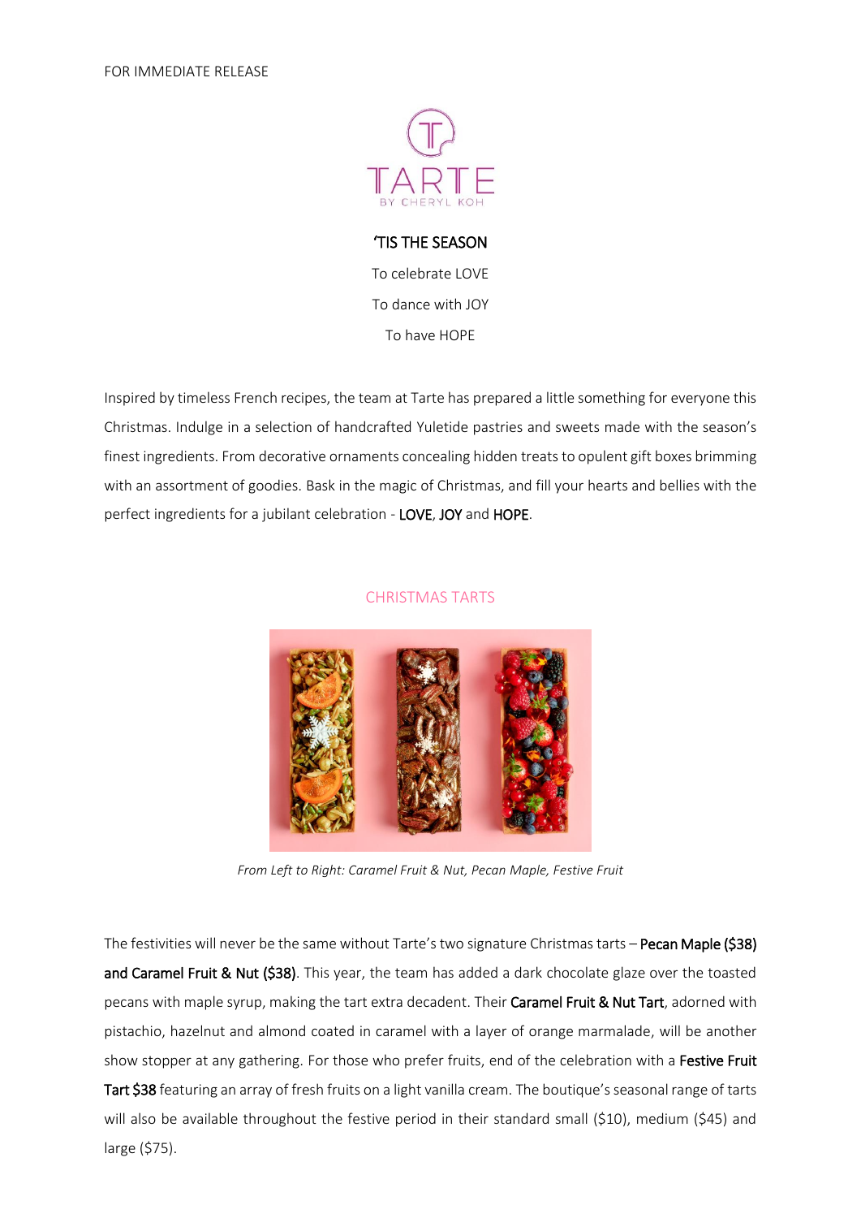FOR IMMEDIATE RELEASE

TARTE
BY CHERYL KOH

**‘TIS THE SEASON**

To celebrate LOVE

To dance with JOY

To have HOPE

Inspired by timeless French recipes, the team at Tarte has prepared a little something for everyone this Christmas. Indulge in a selection of handcrafted Yuletide pastries and sweets made with the season’s finest ingredients. From decorative ornaments concealing hidden treats to opulent gift boxes brimming with an assortment of goodies. Bask in the magic of Christmas, and fill your hearts and bellies with the perfect ingredients for a jubilant celebration - **LOVE**, **JOY** and **HOPE**.

## CHRISTMAS TARTS

*From Left to Right: Caramel Fruit & Nut, Pecan Maple, Festive Fruit*

The festivities will never be the same without Tarte’s two signature Christmas tarts – **Pecan Maple ($38) and Caramel Fruit & Nut ($38)**. This year, the team has added a dark chocolate glaze over the toasted pecans with maple syrup, making the tart extra decadent. Their **Caramel Fruit & Nut Tart**, adorned with pistachio, hazelnut and almond coated in caramel with a layer of orange marmalade, will be another show stopper at any gathering. For those who prefer fruits, end of the celebration with a **Festive Fruit Tart $38** featuring an array of fresh fruits on a light vanilla cream. The boutique’s seasonal range of tarts will also be available throughout the festive period in their standard small ($10), medium ($45) and large ($75).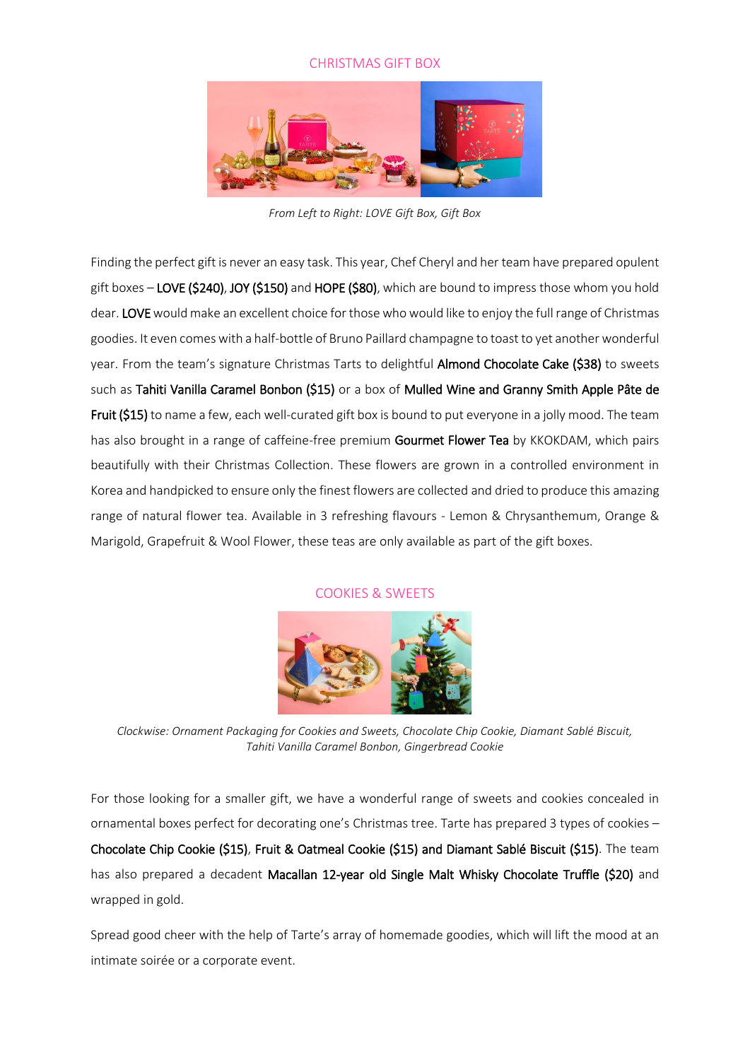## CHRISTMAS GIFT BOX

*From Left to Right: LOVE Gift Box, Gift Box*

Finding the perfect gift is never an easy task. This year, Chef Cheryl and her team have prepared opulent gift boxes – **LOVE ($240)**, **JOY ($150)** and **HOPE ($80)**, which are bound to impress those whom you hold dear. **LOVE** would make an excellent choice for those who would like to enjoy the full range of Christmas goodies. It even comes with a half-bottle of Bruno Paillard champagne to toast to yet another wonderful year. From the team's signature Christmas Tarts to delightful **Almond Chocolate Cake ($38)** to sweets such as **Tahiti Vanilla Caramel Bonbon ($15)** or a box of **Mulled Wine and Granny Smith Apple Pâte de Fruit ($15)** to name a few, each well-curated gift box is bound to put everyone in a jolly mood. The team has also brought in a range of caffeine-free premium **Gourmet Flower Tea** by KKOKDAM, which pairs beautifully with their Christmas Collection. These flowers are grown in a controlled environment in Korea and handpicked to ensure only the finest flowers are collected and dried to produce this amazing range of natural flower tea. Available in 3 refreshing flavours - Lemon & Chrysanthemum, Orange & Marigold, Grapefruit & Wool Flower, these teas are only available as part of the gift boxes.

## COOKIES & SWEETS

*Clockwise: Ornament Packaging for Cookies and Sweets, Chocolate Chip Cookie, Diamant Sablé Biscuit, Tahiti Vanilla Caramel Bonbon, Gingerbread Cookie*

For those looking for a smaller gift, we have a wonderful range of sweets and cookies concealed in ornamental boxes perfect for decorating one's Christmas tree. Tarte has prepared 3 types of cookies – **Chocolate Chip Cookie ($15)**, **Fruit & Oatmeal Cookie ($15) and Diamant Sablé Biscuit ($15)**. The team has also prepared a decadent **Macallan 12-year old Single Malt Whisky Chocolate Truffle ($20)** and wrapped in gold.

Spread good cheer with the help of Tarte's array of homemade goodies, which will lift the mood at an intimate soirée or a corporate event.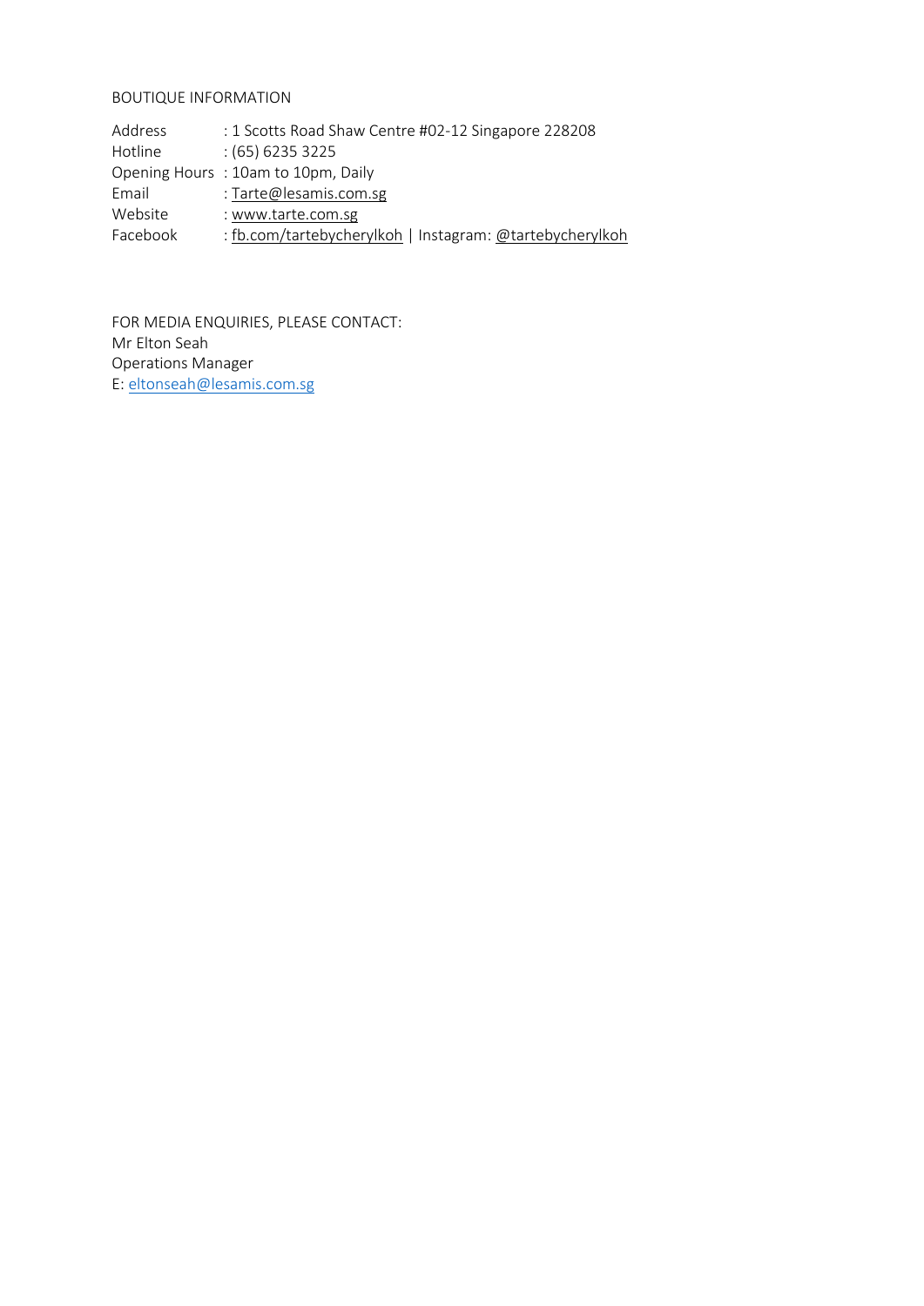BOUTIQUE INFORMATION

| | |
|---|---|
| Address | : 1 Scotts Road Shaw Centre #02-12 Singapore 228208 |
| Hotline | : (65) 6235 3225 |
| Opening Hours | : 10am to 10pm, Daily |
| Email | : Tarte@lesamis.com.sg |
| Website | : www.tarte.com.sg |
| Facebook | : fb.com/tartebycherylkoh \| Instagram: @tartebycherylkoh |

FOR MEDIA ENQUIRIES, PLEASE CONTACT:  
Mr Elton Seah  
Operations Manager  
E: eltonseah@lesamis.com.sg